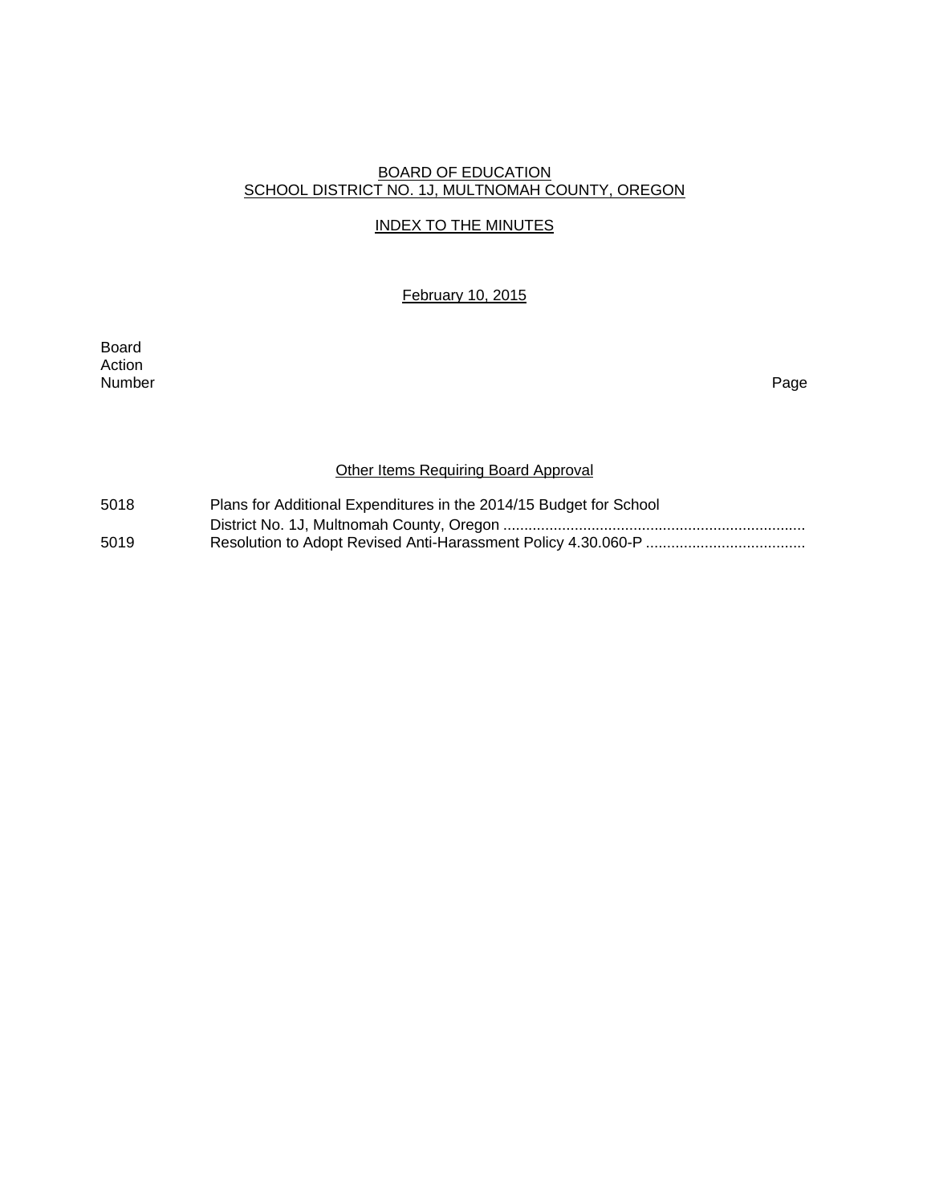BOARD OF EDUCATION
SCHOOL DISTRICT NO. 1J, MULTNOMAH COUNTY, OREGON

INDEX TO THE MINUTES

February 10, 2015

| Board Action Number | | Page |
|---|---|---|
| | **Other Items Requiring Board Approval** | |
| 5018 | Plans for Additional Expenditures in the 2014/15 Budget for School District No. 1J, Multnomah County, Oregon ........................................................................ | |
| 5019 | Resolution to Adopt Revised Anti-Harassment Policy 4.30.060-P ...................................... | |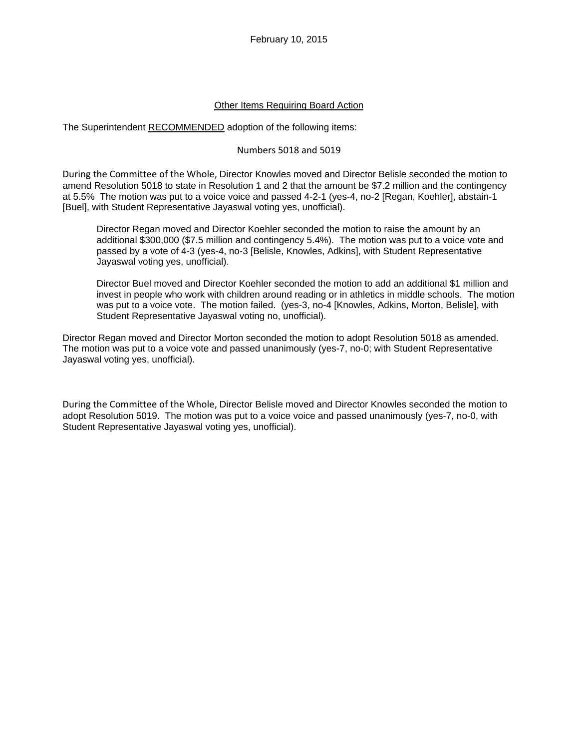February 10, 2015

Other Items Requiring Board Action

The Superintendent RECOMMENDED adoption of the following items:

Numbers 5018 and 5019

During the Committee of the Whole, Director Knowles moved and Director Belisle seconded the motion to amend Resolution 5018 to state in Resolution 1 and 2 that the amount be $7.2 million and the contingency at 5.5% The motion was put to a voice voice and passed 4-2-1 (yes-4, no-2 [Regan, Koehler], abstain-1 [Buel], with Student Representative Jayaswal voting yes, unofficial).

> Director Regan moved and Director Koehler seconded the motion to raise the amount by an additional $300,000 ($7.5 million and contingency 5.4%). The motion was put to a voice vote and passed by a vote of 4-3 (yes-4, no-3 [Belisle, Knowles, Adkins], with Student Representative Jayaswal voting yes, unofficial).
>
> Director Buel moved and Director Koehler seconded the motion to add an additional $1 million and invest in people who work with children around reading or in athletics in middle schools. The motion was put to a voice vote. The motion failed. (yes-3, no-4 [Knowles, Adkins, Morton, Belisle], with Student Representative Jayaswal voting no, unofficial).

Director Regan moved and Director Morton seconded the motion to adopt Resolution 5018 as amended. The motion was put to a voice vote and passed unanimously (yes-7, no-0; with Student Representative Jayaswal voting yes, unofficial).

During the Committee of the Whole, Director Belisle moved and Director Knowles seconded the motion to adopt Resolution 5019. The motion was put to a voice voice and passed unanimously (yes-7, no-0, with Student Representative Jayaswal voting yes, unofficial).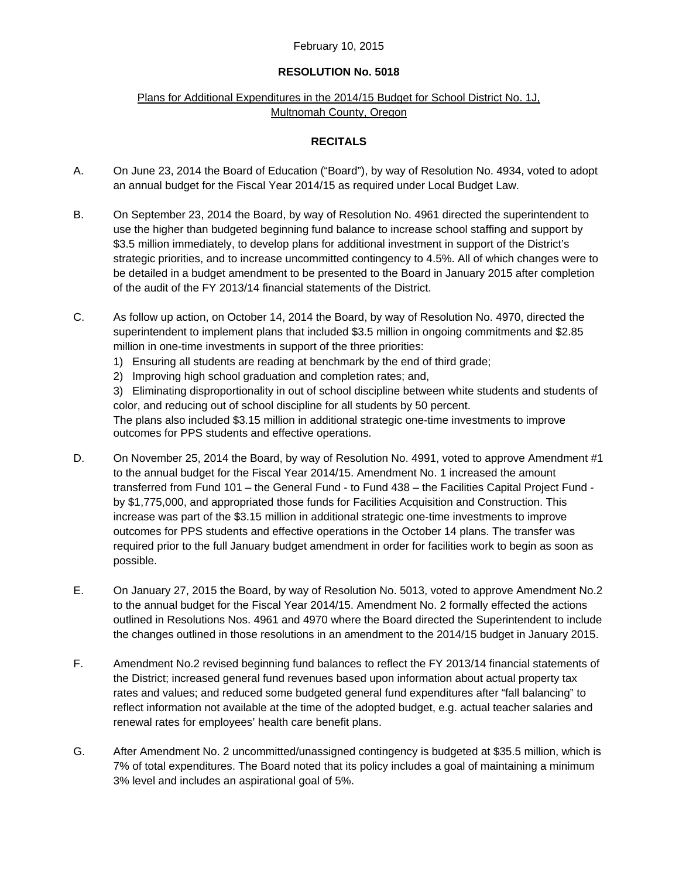February 10, 2015

**RESOLUTION No. 5018**

Plans for Additional Expenditures in the 2014/15 Budget for School District No. 1J, Multnomah County, Oregon

**RECITALS**

A. On June 23, 2014 the Board of Education ("Board"), by way of Resolution No. 4934, voted to adopt an annual budget for the Fiscal Year 2014/15 as required under Local Budget Law.

B. On September 23, 2014 the Board, by way of Resolution No. 4961 directed the superintendent to use the higher than budgeted beginning fund balance to increase school staffing and support by $3.5 million immediately, to develop plans for additional investment in support of the District's strategic priorities, and to increase uncommitted contingency to 4.5%. All of which changes were to be detailed in a budget amendment to be presented to the Board in January 2015 after completion of the audit of the FY 2013/14 financial statements of the District.

C. As follow up action, on October 14, 2014 the Board, by way of Resolution No. 4970, directed the superintendent to implement plans that included $3.5 million in ongoing commitments and $2.85 million in one-time investments in support of the three priorities:
   1) Ensuring all students are reading at benchmark by the end of third grade;
   2) Improving high school graduation and completion rates; and,
   3) Eliminating disproportionality in out of school discipline between white students and students of color, and reducing out of school discipline for all students by 50 percent.

   The plans also included $3.15 million in additional strategic one-time investments to improve outcomes for PPS students and effective operations.

D. On November 25, 2014 the Board, by way of Resolution No. 4991, voted to approve Amendment #1 to the annual budget for the Fiscal Year 2014/15. Amendment No. 1 increased the amount transferred from Fund 101 – the General Fund - to Fund 438 – the Facilities Capital Project Fund - by $1,775,000, and appropriated those funds for Facilities Acquisition and Construction. This increase was part of the $3.15 million in additional strategic one-time investments to improve outcomes for PPS students and effective operations in the October 14 plans. The transfer was required prior to the full January budget amendment in order for facilities work to begin as soon as possible.

E. On January 27, 2015 the Board, by way of Resolution No. 5013, voted to approve Amendment No.2 to the annual budget for the Fiscal Year 2014/15. Amendment No. 2 formally effected the actions outlined in Resolutions Nos. 4961 and 4970 where the Board directed the Superintendent to include the changes outlined in those resolutions in an amendment to the 2014/15 budget in January 2015.

F. Amendment No.2 revised beginning fund balances to reflect the FY 2013/14 financial statements of the District; increased general fund revenues based upon information about actual property tax rates and values; and reduced some budgeted general fund expenditures after "fall balancing" to reflect information not available at the time of the adopted budget, e.g. actual teacher salaries and renewal rates for employees' health care benefit plans.

G. After Amendment No. 2 uncommitted/unassigned contingency is budgeted at $35.5 million, which is 7% of total expenditures. The Board noted that its policy includes a goal of maintaining a minimum 3% level and includes an aspirational goal of 5%.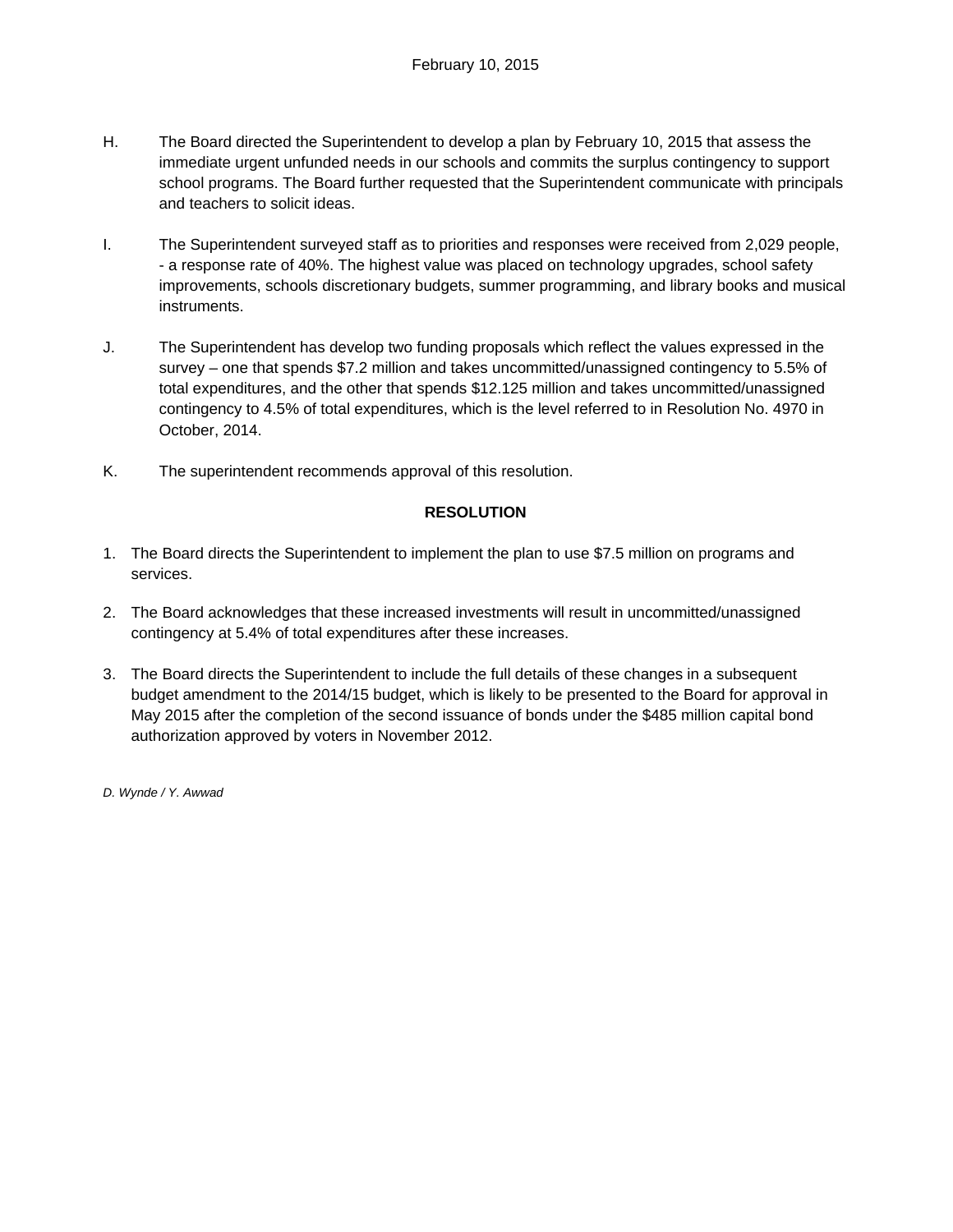H. The Board directed the Superintendent to develop a plan by February 10, 2015 that assess the immediate urgent unfunded needs in our schools and commits the surplus contingency to support school programs. The Board further requested that the Superintendent communicate with principals and teachers to solicit ideas.

I. The Superintendent surveyed staff as to priorities and responses were received from 2,029 people, - a response rate of 40%. The highest value was placed on technology upgrades, school safety improvements, schools discretionary budgets, summer programming, and library books and musical instruments.

J. The Superintendent has develop two funding proposals which reflect the values expressed in the survey – one that spends $7.2 million and takes uncommitted/unassigned contingency to 5.5% of total expenditures, and the other that spends $12.125 million and takes uncommitted/unassigned contingency to 4.5% of total expenditures, which is the level referred to in Resolution No. 4970 in October, 2014.

K. The superintendent recommends approval of this resolution.

**RESOLUTION**

1. The Board directs the Superintendent to implement the plan to use $7.5 million on programs and services.

2. The Board acknowledges that these increased investments will result in uncommitted/unassigned contingency at 5.4% of total expenditures after these increases.

3. The Board directs the Superintendent to include the full details of these changes in a subsequent budget amendment to the 2014/15 budget, which is likely to be presented to the Board for approval in May 2015 after the completion of the second issuance of bonds under the $485 million capital bond authorization approved by voters in November 2012.

*D. Wynde / Y. Awwad*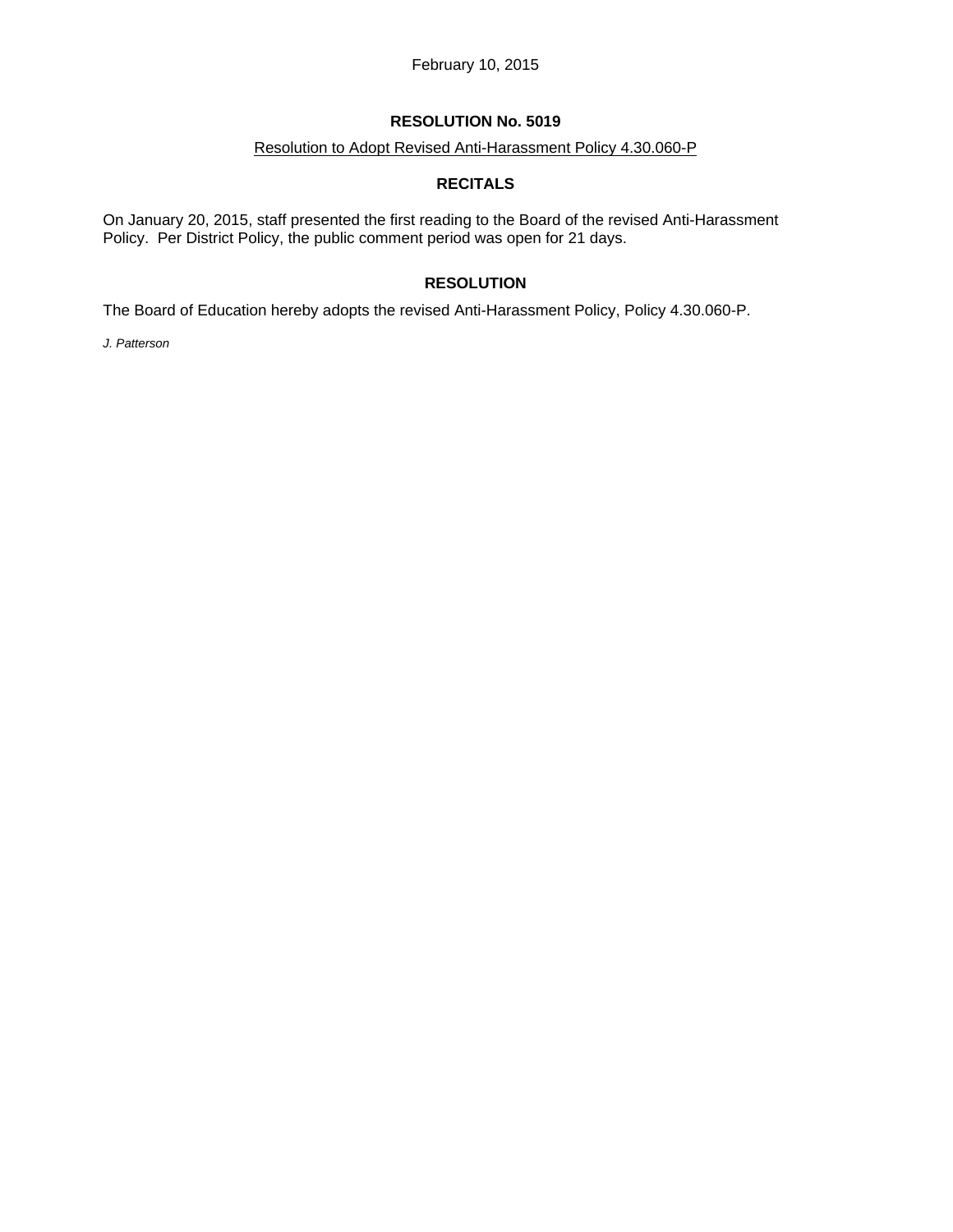February 10, 2015

**RESOLUTION No. 5019**

Resolution to Adopt Revised Anti-Harassment Policy 4.30.060-P

**RECITALS**

On January 20, 2015, staff presented the first reading to the Board of the revised Anti-Harassment Policy. Per District Policy, the public comment period was open for 21 days.

**RESOLUTION**

The Board of Education hereby adopts the revised Anti-Harassment Policy, Policy 4.30.060-P.

*J. Patterson*